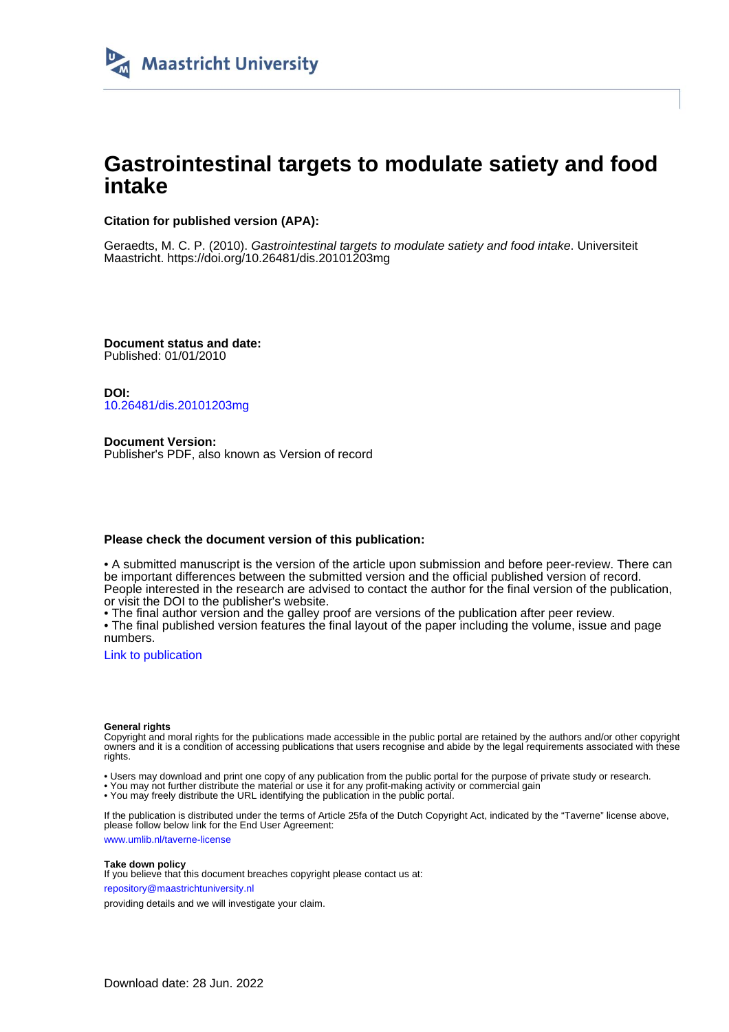Maastricht University

# Gastrointestinal targets to modulate satiety and food intake

**Citation for published version (APA):**

Geraedts, M. C. P. (2010). *Gastrointestinal targets to modulate satiety and food intake*. Universiteit Maastricht. https://doi.org/10.26481/dis.20101203mg

**Document status and date:**
Published: 01/01/2010

**DOI:**
10.26481/dis.20101203mg

**Document Version:**
Publisher's PDF, also known as Version of record

**Please check the document version of this publication:**

• A submitted manuscript is the version of the article upon submission and before peer-review. There can be important differences between the submitted version and the official published version of record. People interested in the research are advised to contact the author for the final version of the publication, or visit the DOI to the publisher's website.
• The final author version and the galley proof are versions of the publication after peer review.
• The final published version features the final layout of the paper including the volume, issue and page numbers.

Link to publication

**General rights**
Copyright and moral rights for the publications made accessible in the public portal are retained by the authors and/or other copyright owners and it is a condition of accessing publications that users recognise and abide by the legal requirements associated with these rights.

• Users may download and print one copy of any publication from the public portal for the purpose of private study or research.
• You may not further distribute the material or use it for any profit-making activity or commercial gain
• You may freely distribute the URL identifying the publication in the public portal.

If the publication is distributed under the terms of Article 25fa of the Dutch Copyright Act, indicated by the "Taverne" license above, please follow below link for the End User Agreement:

www.umlib.nl/taverne-license

**Take down policy**
If you believe that this document breaches copyright please contact us at:

repository@maastrichtuniversity.nl

providing details and we will investigate your claim.

Download date: 28 Jun. 2022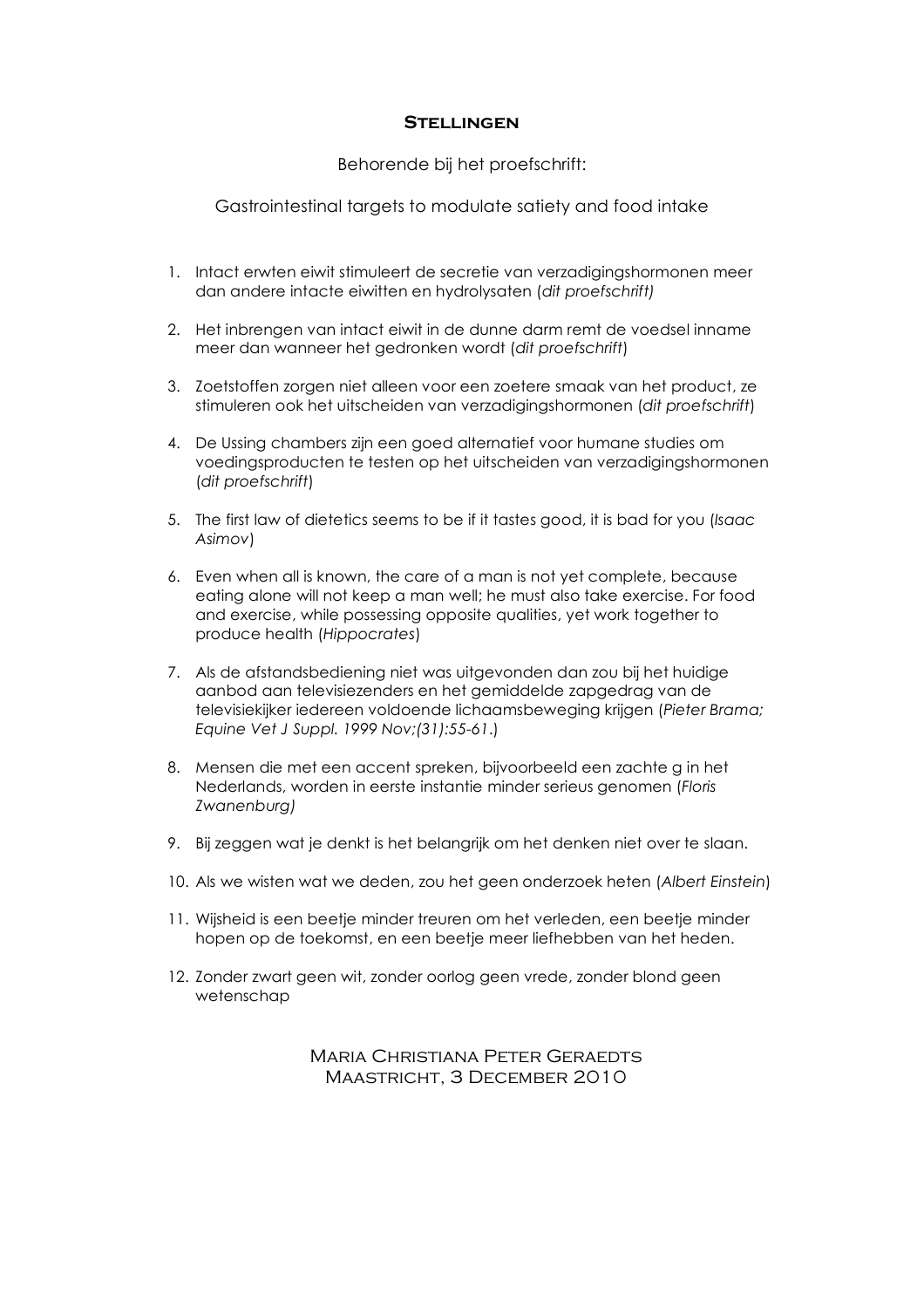# **Stellingen**

Behorende bij het proefschrift:

Gastrointestinal targets to modulate satiety and food intake

1. Intact erwten eiwit stimuleert de secretie van verzadigingshormonen meer dan andere intacte eiwitten en hydrolysaten (*dit proefschrift)*
2. Het inbrengen van intact eiwit in de dunne darm remt de voedsel inname meer dan wanneer het gedronken wordt (*dit proefschrift*)
3. Zoetstoffen zorgen niet alleen voor een zoetere smaak van het product, ze stimuleren ook het uitscheiden van verzadigingshormonen (*dit proefschrift*)
4. De Ussing chambers zijn een goed alternatief voor humane studies om voedingsproducten te testen op het uitscheiden van verzadigingshormonen (*dit proefschrift*)
5. The first law of dietetics seems to be if it tastes good, it is bad for you (*Isaac Asimov*)
6. Even when all is known, the care of a man is not yet complete, because eating alone will not keep a man well; he must also take exercise. For food and exercise, while possessing opposite qualities, yet work together to produce health (*Hippocrates*)
7. Als de afstandsbediening niet was uitgevonden dan zou bij het huidige aanbod aan televisiezenders en het gemiddelde zapgedrag van de televisiekijker iedereen voldoende lichaamsbeweging krijgen (*Pieter Brama; Equine Vet J Suppl. 1999 Nov;(31):55-61.*)
8. Mensen die met een accent spreken, bijvoorbeeld een zachte g in het Nederlands, worden in eerste instantie minder serieus genomen (*Floris Zwanenburg)*
9. Bij zeggen wat je denkt is het belangrijk om het denken niet over te slaan.
10. Als we wisten wat we deden, zou het geen onderzoek heten (*Albert Einstein*)
11. Wijsheid is een beetje minder treuren om het verleden, een beetje minder hopen op de toekomst, en een beetje meer liefhebben van het heden.
12. Zonder zwart geen wit, zonder oorlog geen vrede, zonder blond geen wetenschap

Maria Christiana Peter Geraedts
Maastricht, 3 December 2010